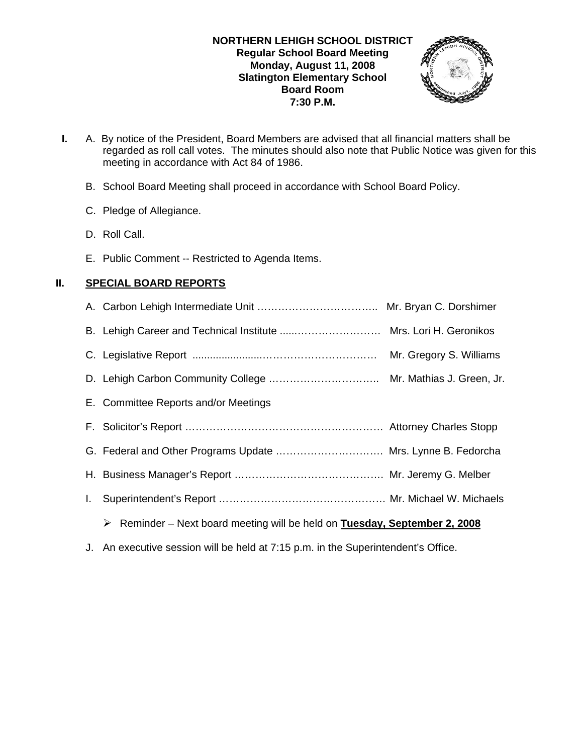**NORTHERN LEHIGH SCHOOL DISTRICT**
**Regular School Board Meeting**
**Monday, August 11, 2008**
**Slatington Elementary School**
**Board Room**
**7:30 P.M.**

**I.** A. By notice of the President, Board Members are advised that all financial matters shall be regarded as roll call votes. The minutes should also note that Public Notice was given for this meeting in accordance with Act 84 of 1986.

B. School Board Meeting shall proceed in accordance with School Board Policy.

C. Pledge of Allegiance.

D. Roll Call.

E. Public Comment -- Restricted to Agenda Items.

## II. SPECIAL BOARD REPORTS

A. Carbon Lehigh Intermediate Unit …………………………….. Mr. Bryan C. Dorshimer

B. Lehigh Career and Technical Institute .....…………………… Mrs. Lori H. Geronikos

C. Legislative Report ......................…………………………… Mr. Gregory S. Williams

D. Lehigh Carbon Community College ………………………….. Mr. Mathias J. Green, Jr.

E. Committee Reports and/or Meetings

F. Solicitor's Report ………………………………………………… Attorney Charles Stopp

G. Federal and Other Programs Update …………………………. Mrs. Lynne B. Fedorcha

H. Business Manager's Report ……………………………………. Mr. Jeremy G. Melber

I. Superintendent's Report ………………………………………… Mr. Michael W. Michaels

- Reminder – Next board meeting will be held on **Tuesday, September 2, 2008**

J. An executive session will be held at 7:15 p.m. in the Superintendent's Office.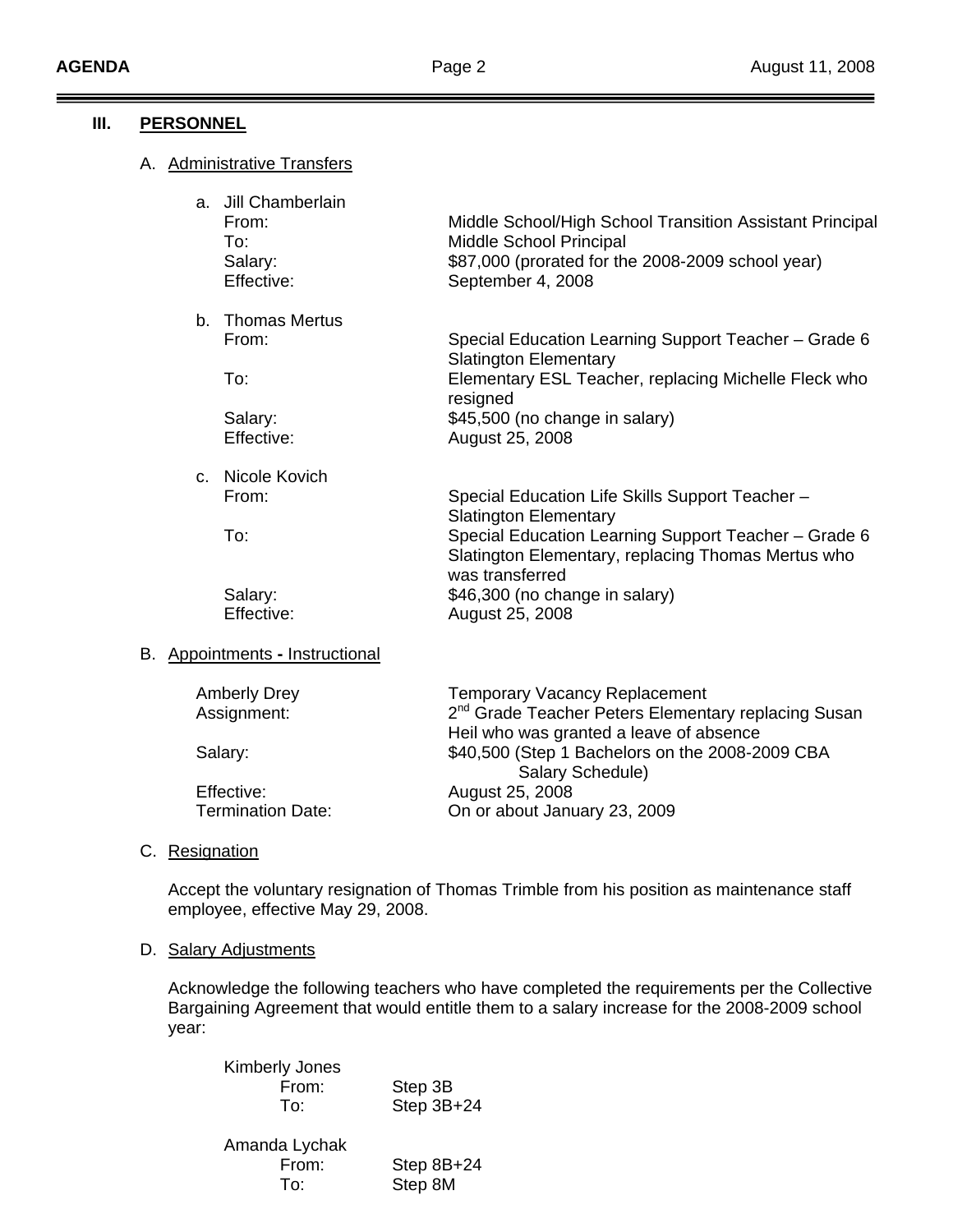## III. PERSONNEL

### A. Administrative Transfers

a. Jill Chamberlain

| | |
|---|---|
| From: | Middle School/High School Transition Assistant Principal |
| To: | Middle School Principal |
| Salary: | $87,000 (prorated for the 2008-2009 school year) |
| Effective: | September 4, 2008 |

b. Thomas Mertus

| | |
|---|---|
| From: | Special Education Learning Support Teacher – Grade 6 Slatington Elementary |
| To: | Elementary ESL Teacher, replacing Michelle Fleck who resigned |
| Salary: | $45,500 (no change in salary) |
| Effective: | August 25, 2008 |

c. Nicole Kovich

| | |
|---|---|
| From: | Special Education Life Skills Support Teacher – Slatington Elementary |
| To: | Special Education Learning Support Teacher – Grade 6 Slatington Elementary, replacing Thomas Mertus who was transferred |
| Salary: | $46,300 (no change in salary) |
| Effective: | August 25, 2008 |

### B. Appointments - Instructional

| | |
|---|---|
| Amberly Drey | Temporary Vacancy Replacement |
| Assignment: | 2nd Grade Teacher Peters Elementary replacing Susan Heil who was granted a leave of absence |
| Salary: | $40,500 (Step 1 Bachelors on the 2008-2009 CBA Salary Schedule) |
| Effective: | August 25, 2008 |
| Termination Date: | On or about January 23, 2009 |

### C. Resignation

Accept the voluntary resignation of Thomas Trimble from his position as maintenance staff employee, effective May 29, 2008.

### D. Salary Adjustments

Acknowledge the following teachers who have completed the requirements per the Collective Bargaining Agreement that would entitle them to a salary increase for the 2008-2009 school year:

Kimberly Jones

| | |
|---|---|
| From: | Step 3B |
| To: | Step 3B+24 |

Amanda Lychak

| | |
|---|---|
| From: | Step 8B+24 |
| To: | Step 8M |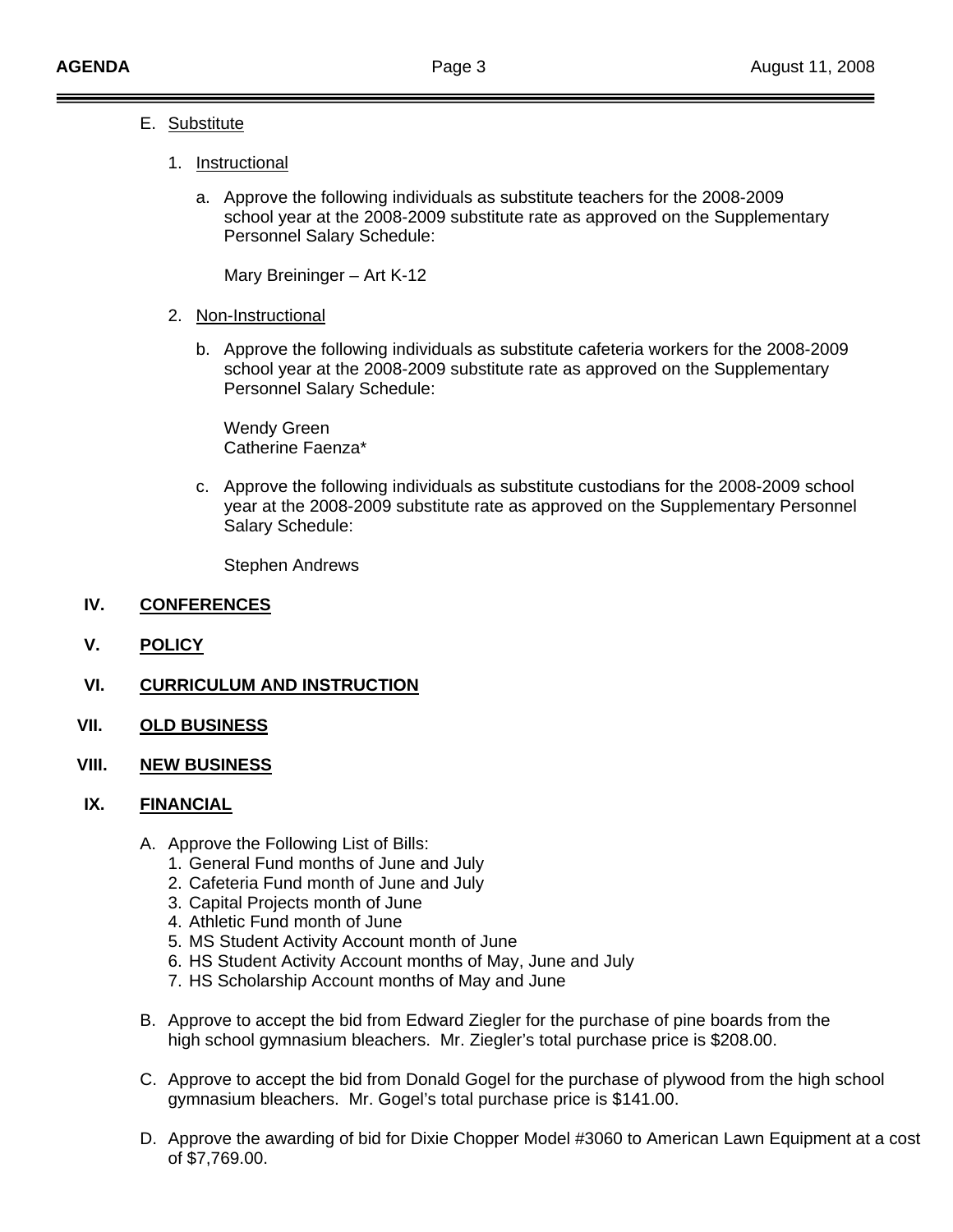E. Substitute

1. Instructional

   a. Approve the following individuals as substitute teachers for the 2008-2009 school year at the 2008-2009 substitute rate as approved on the Supplementary Personnel Salary Schedule:

      Mary Breininger – Art K-12

2. Non-Instructional

   b. Approve the following individuals as substitute cafeteria workers for the 2008-2009 school year at the 2008-2009 substitute rate as approved on the Supplementary Personnel Salary Schedule:

      Wendy Green
      Catherine Faenza*

   c. Approve the following individuals as substitute custodians for the 2008-2009 school year at the 2008-2009 substitute rate as approved on the Supplementary Personnel Salary Schedule:

      Stephen Andrews

## IV. CONFERENCES

## V. POLICY

## VI. CURRICULUM AND INSTRUCTION

## VII. OLD BUSINESS

## VIII. NEW BUSINESS

## IX. FINANCIAL

A. Approve the Following List of Bills:
   1. General Fund months of June and July
   2. Cafeteria Fund month of June and July
   3. Capital Projects month of June
   4. Athletic Fund month of June
   5. MS Student Activity Account month of June
   6. HS Student Activity Account months of May, June and July
   7. HS Scholarship Account months of May and June

B. Approve to accept the bid from Edward Ziegler for the purchase of pine boards from the high school gymnasium bleachers. Mr. Ziegler's total purchase price is $208.00.

C. Approve to accept the bid from Donald Gogel for the purchase of plywood from the high school gymnasium bleachers. Mr. Gogel's total purchase price is $141.00.

D. Approve the awarding of bid for Dixie Chopper Model #3060 to American Lawn Equipment at a cost of $7,769.00.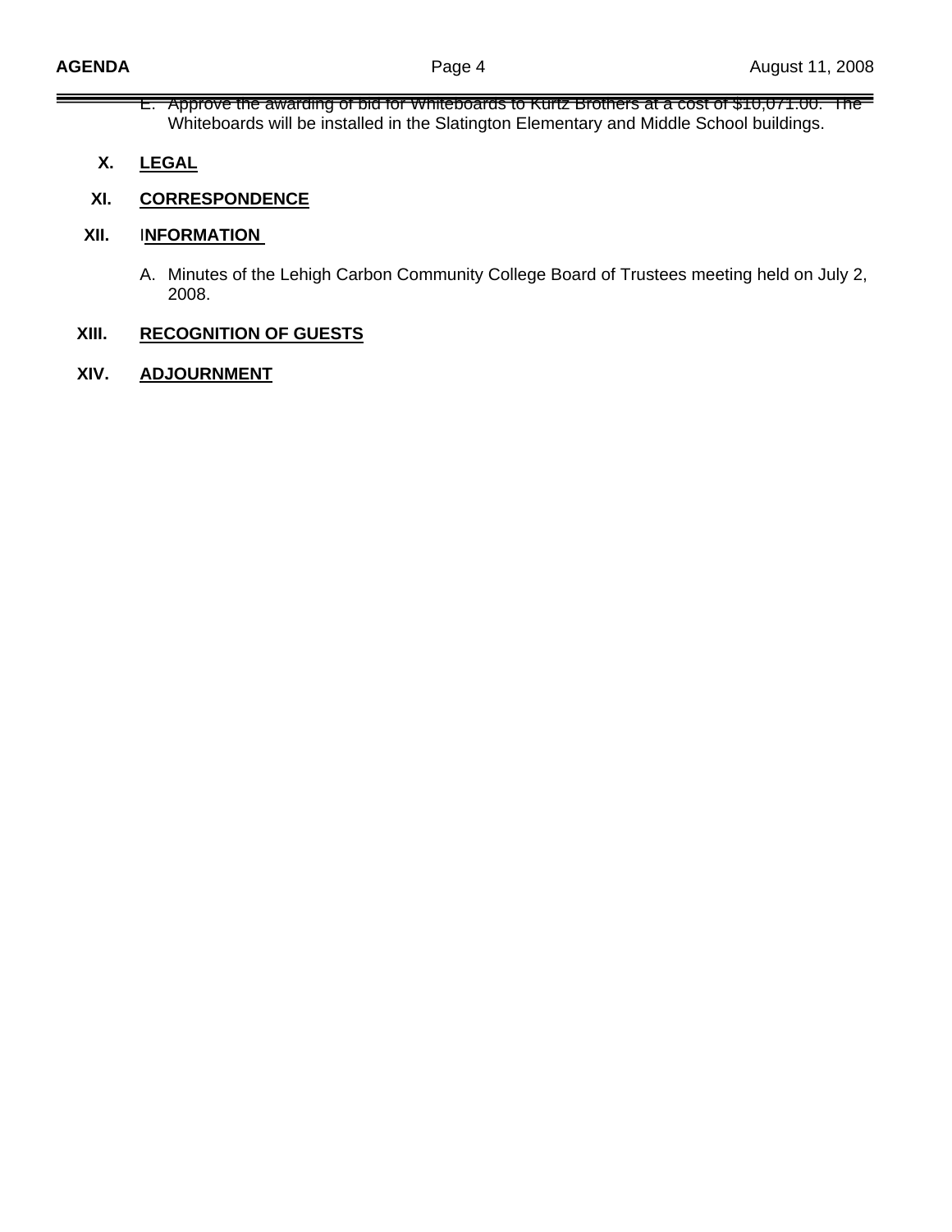E. Approve the awarding of bid for Whiteboards to Kurtz Brothers at a cost of $10,071.00. The Whiteboards will be installed in the Slatington Elementary and Middle School buildings.

## X. LEGAL

## XI. CORRESPONDENCE

## XII. INFORMATION

A. Minutes of the Lehigh Carbon Community College Board of Trustees meeting held on July 2, 2008.

## XIII. RECOGNITION OF GUESTS

## XIV. ADJOURNMENT